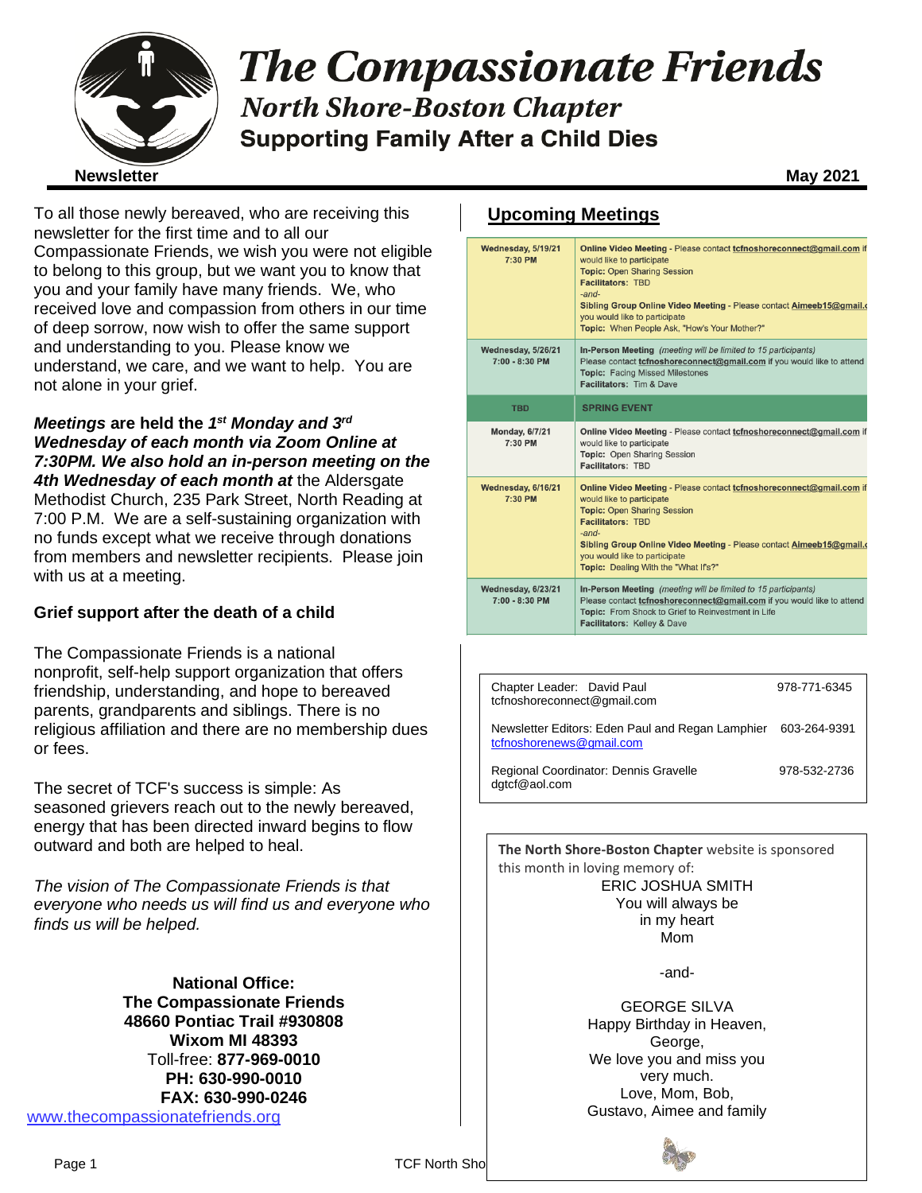# The Compassionate Friends

## North Shore-Boston Chapter

### Supporting Family After a Child Dies

**Newsletter** **May 2021**

To all those newly bereaved, who are receiving this newsletter for the first time and to all our Compassionate Friends, we wish you were not eligible to belong to this group, but we want you to know that you and your family have many friends. We, who received love and compassion from others in our time of deep sorrow, now wish to offer the same support and understanding to you. Please know we understand, we care, and we want to help. You are not alone in your grief.

***Meetings* are held the *1st Monday and 3rd Wednesday of each month via Zoom Online at 7:30PM. We also hold an in-person meeting on the 4th Wednesday of each month at*** the Aldersgate Methodist Church, 235 Park Street, North Reading at 7:00 P.M. We are a self-sustaining organization with no funds except what we receive through donations from members and newsletter recipients. Please join with us at a meeting.

**Grief support after the death of a child**

The Compassionate Friends is a national nonprofit, self-help support organization that offers friendship, understanding, and hope to bereaved parents, grandparents and siblings. There is no religious affiliation and there are no membership dues or fees.

The secret of TCF's success is simple: As seasoned grievers reach out to the newly bereaved, energy that has been directed inward begins to flow outward and both are helped to heal.

*The vision of The Compassionate Friends is that everyone who needs us will find us and everyone who finds us will be helped.*

**National Office:**
**The Compassionate Friends**
**48660 Pontiac Trail #930808**
**Wixom MI 48393**
Toll-free: **877-969-0010**
**PH: 630-990-0010**
**FAX: 630-990-0246**
www.thecompassionatefriends.org

## Upcoming Meetings

| Date | Details |
|---|---|
| Wednesday, 5/19/21 7:30 PM | **Online Video Meeting** - Please contact **tcfnoshoreconnect@gmail.com** if you would like to participate<br>**Topic:** Open Sharing Session<br>**Facilitators:** TBD<br>*-and-*<br>**Sibling Group Online Video Meeting** - Please contact **Aimeeb15@gmail.c** if you would like to participate<br>**Topic:** When People Ask, "How's Your Mother?" |
| Wednesday, 5/26/21 7:00 - 8:30 PM | **In-Person Meeting** *(meeting will be limited to 15 participants)*<br>Please contact **tcfnoshoreconnect@gmail.com** if you would like to attend<br>**Topic:** Facing Missed Milestones<br>**Facilitators:** Tim & Dave |
| TBD | **SPRING EVENT** |
| Monday, 6/7/21 7:30 PM | **Online Video Meeting** - Please contact **tcfnoshoreconnect@gmail.com** if you would like to participate<br>**Topic:** Open Sharing Session<br>**Facilitators:** TBD |
| Wednesday, 6/16/21 7:30 PM | **Online Video Meeting** - Please contact **tcfnoshoreconnect@gmail.com** if you would like to participate<br>**Topic:** Open Sharing Session<br>**Facilitators:** TBD<br>*-and-*<br>**Sibling Group Online Video Meeting** - Please contact **Aimeeb15@gmail.c** if you would like to participate<br>**Topic:** Dealing With the "What If's?" |
| Wednesday, 6/23/21 7:00 - 8:30 PM | **In-Person Meeting** *(meeting will be limited to 15 participants)*<br>Please contact **tcfnoshoreconnect@gmail.com** if you would like to attend<br>**Topic:** From Shock to Grief to Reinvestment in Life<br>**Facilitators:** Kelley & Dave |

| Contact | Phone |
|---|---|
| Chapter Leader: David Paul<br>tcfnoshoreconnect@gmail.com | 978-771-6345 |
| Newsletter Editors: Eden Paul and Regan Lamphier<br>tcfnoshorenews@gmail.com | 603-264-9391 |
| Regional Coordinator: Dennis Gravelle<br>dgtcf@aol.com | 978-532-2736 |

**The North Shore-Boston Chapter** website is sponsored this month in loving memory of:

ERIC JOSHUA SMITH
You will always be
in my heart
Mom

-and-

GEORGE SILVA
Happy Birthday in Heaven,
George,
We love you and miss you
very much.
Love, Mom, Bob,
Gustavo, Aimee and family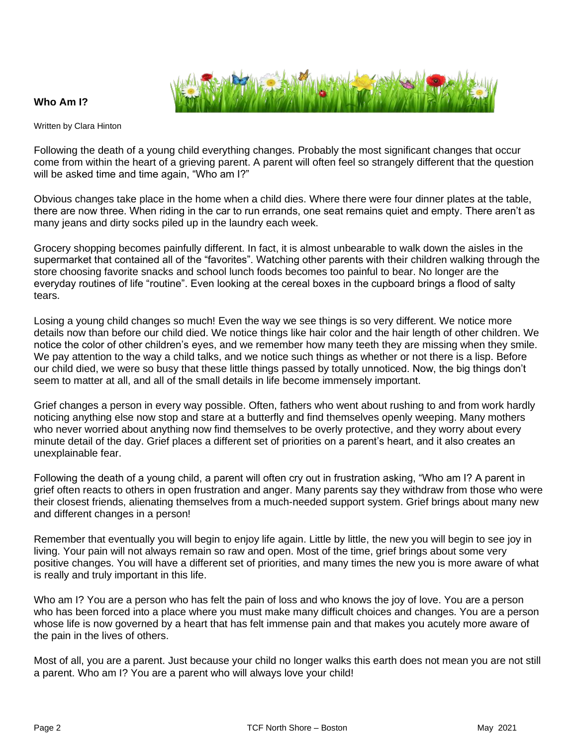## Who Am I?

Written by Clara Hinton

Following the death of a young child everything changes. Probably the most significant changes that occur come from within the heart of a grieving parent. A parent will often feel so strangely different that the question will be asked time and time again, "Who am I?"

Obvious changes take place in the home when a child dies. Where there were four dinner plates at the table, there are now three. When riding in the car to run errands, one seat remains quiet and empty. There aren't as many jeans and dirty socks piled up in the laundry each week.

Grocery shopping becomes painfully different. In fact, it is almost unbearable to walk down the aisles in the supermarket that contained all of the "favorites". Watching other parents with their children walking through the store choosing favorite snacks and school lunch foods becomes too painful to bear. No longer are the everyday routines of life "routine". Even looking at the cereal boxes in the cupboard brings a flood of salty tears.

Losing a young child changes so much! Even the way we see things is so very different. We notice more details now than before our child died. We notice things like hair color and the hair length of other children. We notice the color of other children's eyes, and we remember how many teeth they are missing when they smile. We pay attention to the way a child talks, and we notice such things as whether or not there is a lisp. Before our child died, we were so busy that these little things passed by totally unnoticed. Now, the big things don't seem to matter at all, and all of the small details in life become immensely important.

Grief changes a person in every way possible. Often, fathers who went about rushing to and from work hardly noticing anything else now stop and stare at a butterfly and find themselves openly weeping. Many mothers who never worried about anything now find themselves to be overly protective, and they worry about every minute detail of the day. Grief places a different set of priorities on a parent's heart, and it also creates an unexplainable fear.

Following the death of a young child, a parent will often cry out in frustration asking, "Who am I? A parent in grief often reacts to others in open frustration and anger. Many parents say they withdraw from those who were their closest friends, alienating themselves from a much-needed support system. Grief brings about many new and different changes in a person!

Remember that eventually you will begin to enjoy life again. Little by little, the new you will begin to see joy in living. Your pain will not always remain so raw and open. Most of the time, grief brings about some very positive changes. You will have a different set of priorities, and many times the new you is more aware of what is really and truly important in this life.

Who am I? You are a person who has felt the pain of loss and who knows the joy of love. You are a person who has been forced into a place where you must make many difficult choices and changes. You are a person whose life is now governed by a heart that has felt immense pain and that makes you acutely more aware of the pain in the lives of others.

Most of all, you are a parent. Just because your child no longer walks this earth does not mean you are not still a parent. Who am I? You are a parent who will always love your child!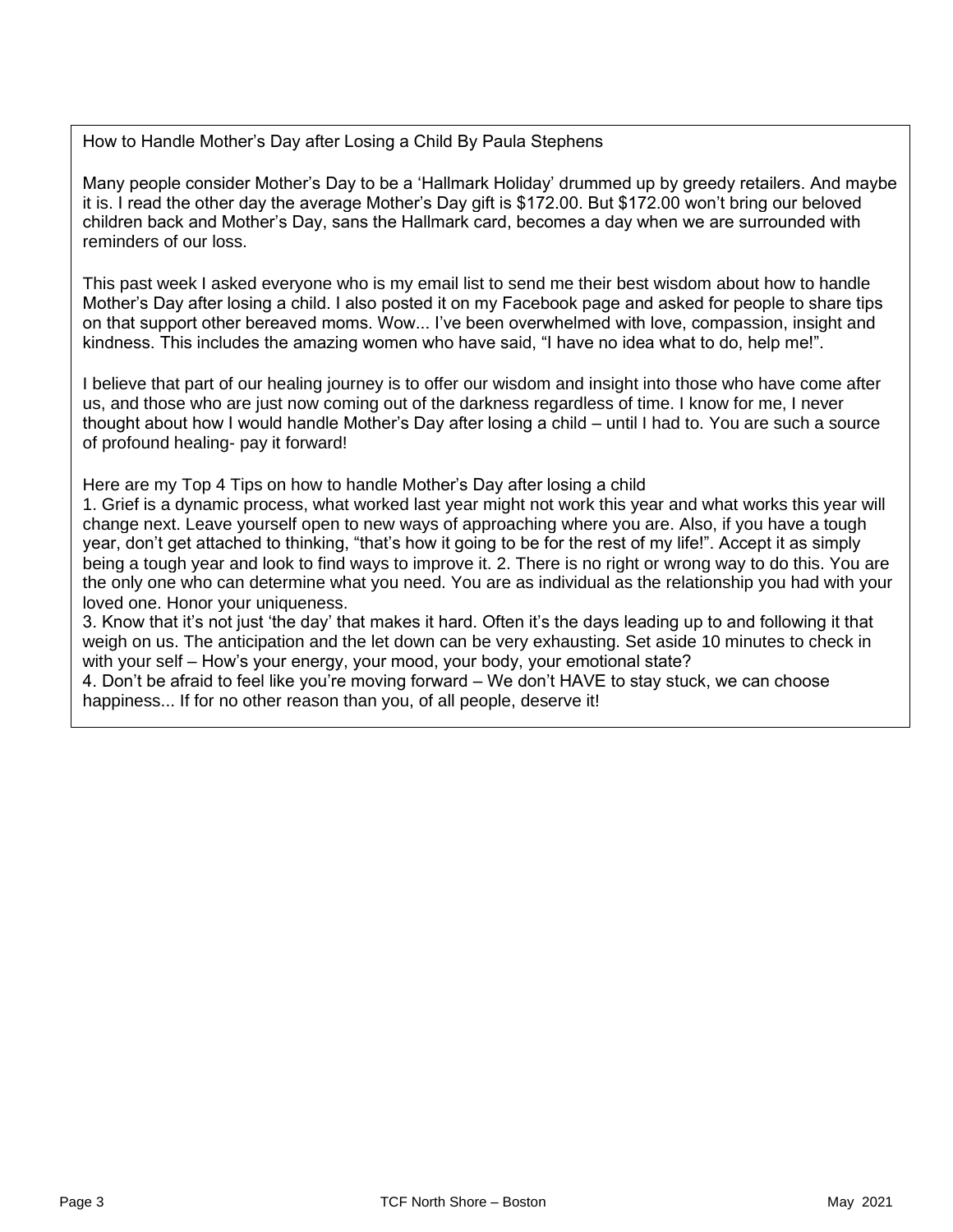## How to Handle Mother's Day after Losing a Child By Paula Stephens

Many people consider Mother's Day to be a 'Hallmark Holiday' drummed up by greedy retailers. And maybe it is. I read the other day the average Mother's Day gift is $172.00. But $172.00 won't bring our beloved children back and Mother's Day, sans the Hallmark card, becomes a day when we are surrounded with reminders of our loss.

This past week I asked everyone who is my email list to send me their best wisdom about how to handle Mother's Day after losing a child. I also posted it on my Facebook page and asked for people to share tips on that support other bereaved moms. Wow... I've been overwhelmed with love, compassion, insight and kindness. This includes the amazing women who have said, "I have no idea what to do, help me!".

I believe that part of our healing journey is to offer our wisdom and insight into those who have come after us, and those who are just now coming out of the darkness regardless of time. I know for me, I never thought about how I would handle Mother's Day after losing a child – until I had to. You are such a source of profound healing- pay it forward!

Here are my Top 4 Tips on how to handle Mother's Day after losing a child

1. Grief is a dynamic process, what worked last year might not work this year and what works this year will change next. Leave yourself open to new ways of approaching where you are. Also, if you have a tough year, don't get attached to thinking, "that's how it going to be for the rest of my life!". Accept it as simply being a tough year and look to find ways to improve it.
2. There is no right or wrong way to do this. You are the only one who can determine what you need. You are as individual as the relationship you had with your loved one. Honor your uniqueness.
3. Know that it's not just 'the day' that makes it hard. Often it's the days leading up to and following it that weigh on us. The anticipation and the let down can be very exhausting. Set aside 10 minutes to check in with your self – How's your energy, your mood, your body, your emotional state?
4. Don't be afraid to feel like you're moving forward – We don't HAVE to stay stuck, we can choose happiness... If for no other reason than you, of all people, deserve it!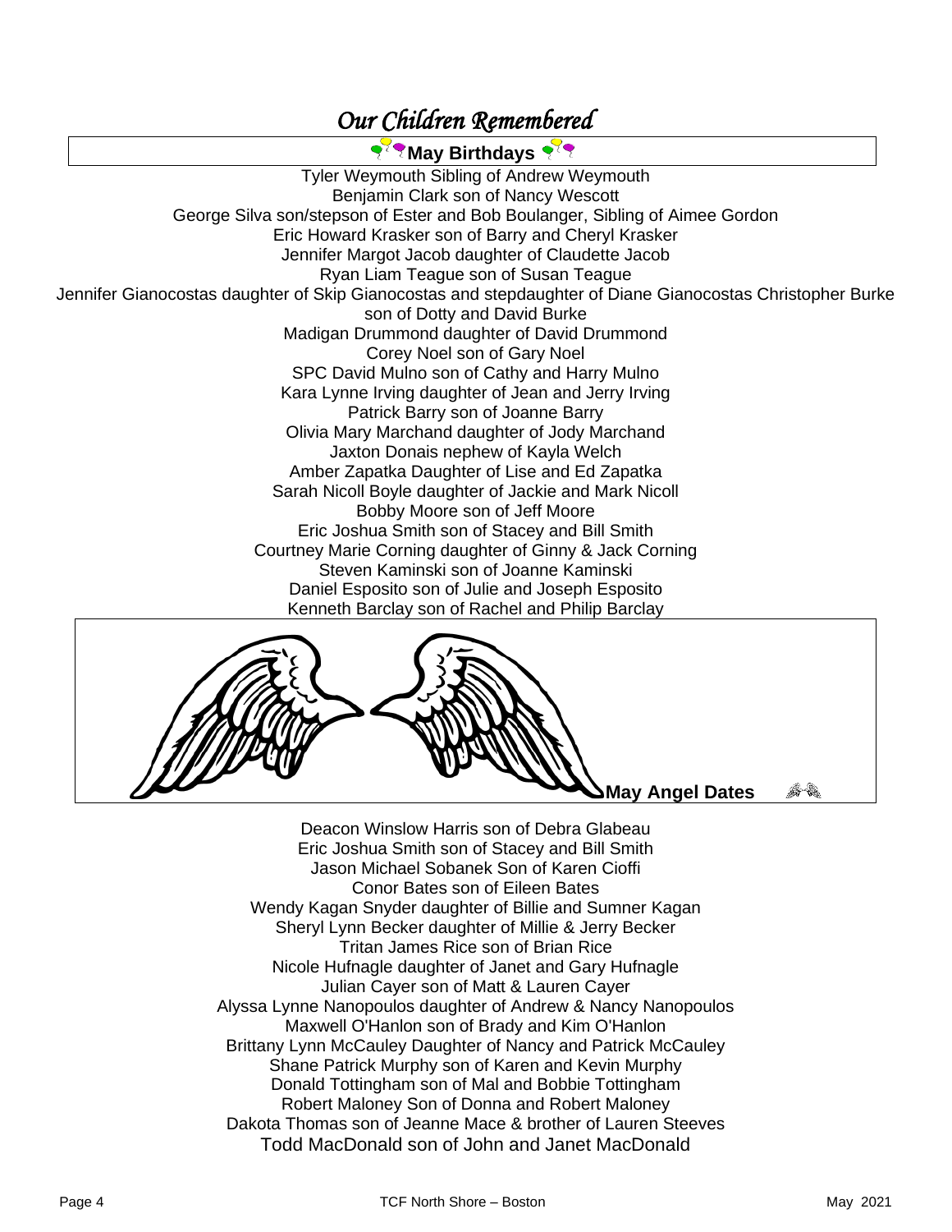# *Our Children Remembered*

## May Birthdays

Tyler Weymouth Sibling of Andrew Weymouth
Benjamin Clark son of Nancy Wescott
George Silva son/stepson of Ester and Bob Boulanger, Sibling of Aimee Gordon
Eric Howard Krasker son of Barry and Cheryl Krasker
Jennifer Margot Jacob daughter of Claudette Jacob
Ryan Liam Teague son of Susan Teague
Jennifer Gianocostas daughter of Skip Gianocostas and stepdaughter of Diane Gianocostas Christopher Burke son of Dotty and David Burke
Madigan Drummond daughter of David Drummond
Corey Noel son of Gary Noel
SPC David Mulno son of Cathy and Harry Mulno
Kara Lynne Irving daughter of Jean and Jerry Irving
Patrick Barry son of Joanne Barry
Olivia Mary Marchand daughter of Jody Marchand
Jaxton Donais nephew of Kayla Welch
Amber Zapatka Daughter of Lise and Ed Zapatka
Sarah Nicoll Boyle daughter of Jackie and Mark Nicoll
Bobby Moore son of Jeff Moore
Eric Joshua Smith son of Stacey and Bill Smith
Courtney Marie Corning daughter of Ginny & Jack Corning
Steven Kaminski son of Joanne Kaminski
Daniel Esposito son of Julie and Joseph Esposito
Kenneth Barclay son of Rachel and Philip Barclay

## May Angel Dates

Deacon Winslow Harris son of Debra Glabeau
Eric Joshua Smith son of Stacey and Bill Smith
Jason Michael Sobanek Son of Karen Cioffi
Conor Bates son of Eileen Bates
Wendy Kagan Snyder daughter of Billie and Sumner Kagan
Sheryl Lynn Becker daughter of Millie & Jerry Becker
Tritan James Rice son of Brian Rice
Nicole Hufnagle daughter of Janet and Gary Hufnagle
Julian Cayer son of Matt & Lauren Cayer
Alyssa Lynne Nanopoulos daughter of Andrew & Nancy Nanopoulos
Maxwell O'Hanlon son of Brady and Kim O'Hanlon
Brittany Lynn McCauley Daughter of Nancy and Patrick McCauley
Shane Patrick Murphy son of Karen and Kevin Murphy
Donald Tottingham son of Mal and Bobbie Tottingham
Robert Maloney Son of Donna and Robert Maloney
Dakota Thomas son of Jeanne Mace & brother of Lauren Steeves
Todd MacDonald son of John and Janet MacDonald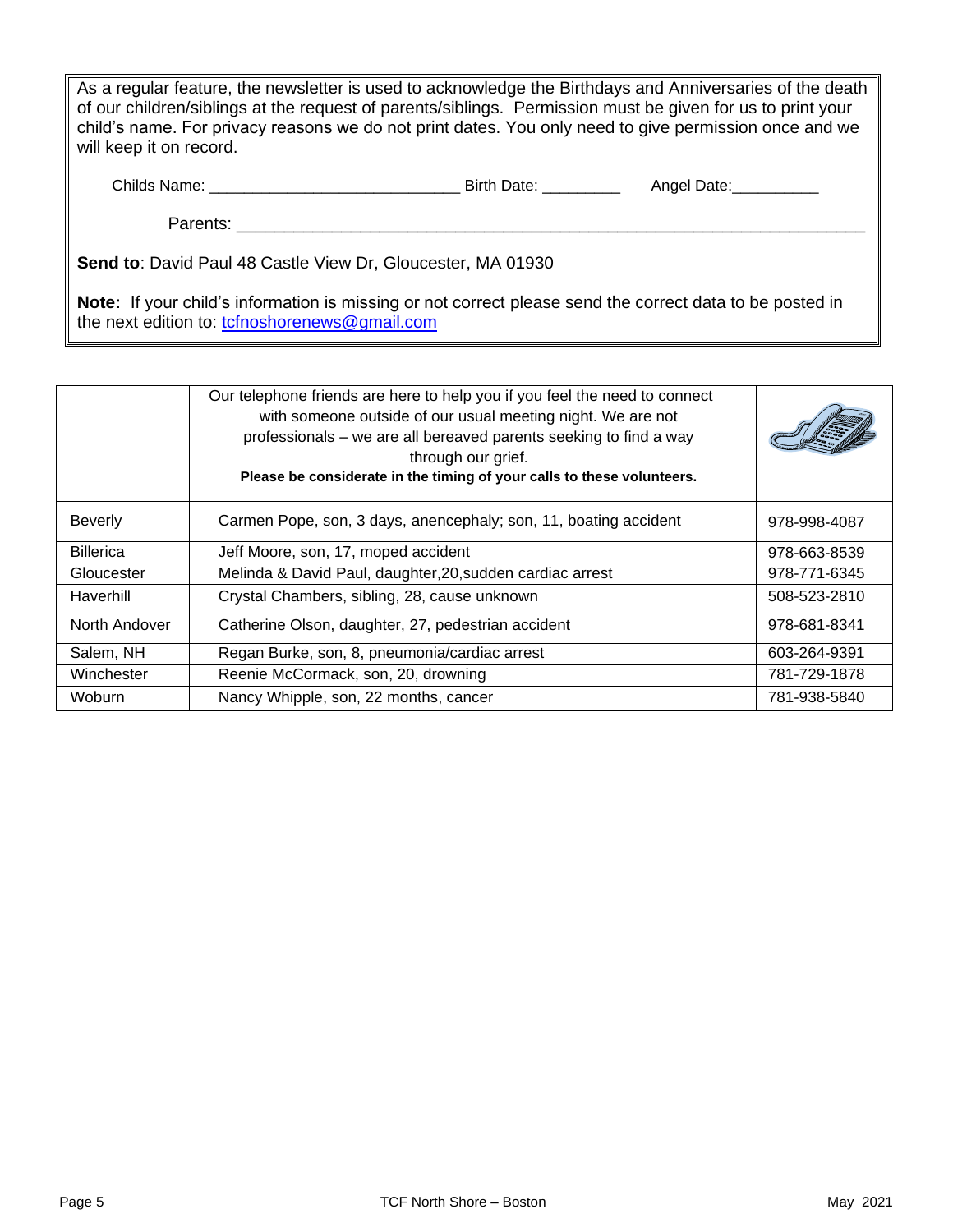As a regular feature, the newsletter is used to acknowledge the Birthdays and Anniversaries of the death of our children/siblings at the request of parents/siblings. Permission must be given for us to print your child's name. For privacy reasons we do not print dates. You only need to give permission once and we will keep it on record.

Childs Name: ____________________________ Birth Date: _________ Angel Date:__________

Parents: ______________________________________________________________________

**Send to**: David Paul 48 Castle View Dr, Gloucester, MA 01930

**Note:** If your child's information is missing or not correct please send the correct data to be posted in the next edition to: tcfnoshorenews@gmail.com

| | Our telephone friends are here to help you if you feel the need to connect with someone outside of our usual meeting night. We are not professionals – we are all bereaved parents seeking to find a way through our grief. **Please be considerate in the timing of your calls to these volunteers.** | |
|---|---|---|
| Beverly | Carmen Pope, son, 3 days, anencephaly; son, 11, boating accident | 978-998-4087 |
| Billerica | Jeff Moore, son, 17, moped accident | 978-663-8539 |
| Gloucester | Melinda & David Paul, daughter,20,sudden cardiac arrest | 978-771-6345 |
| Haverhill | Crystal Chambers, sibling, 28, cause unknown | 508-523-2810 |
| North Andover | Catherine Olson, daughter, 27, pedestrian accident | 978-681-8341 |
| Salem, NH | Regan Burke, son, 8, pneumonia/cardiac arrest | 603-264-9391 |
| Winchester | Reenie McCormack, son, 20, drowning | 781-729-1878 |
| Woburn | Nancy Whipple, son, 22 months, cancer | 781-938-5840 |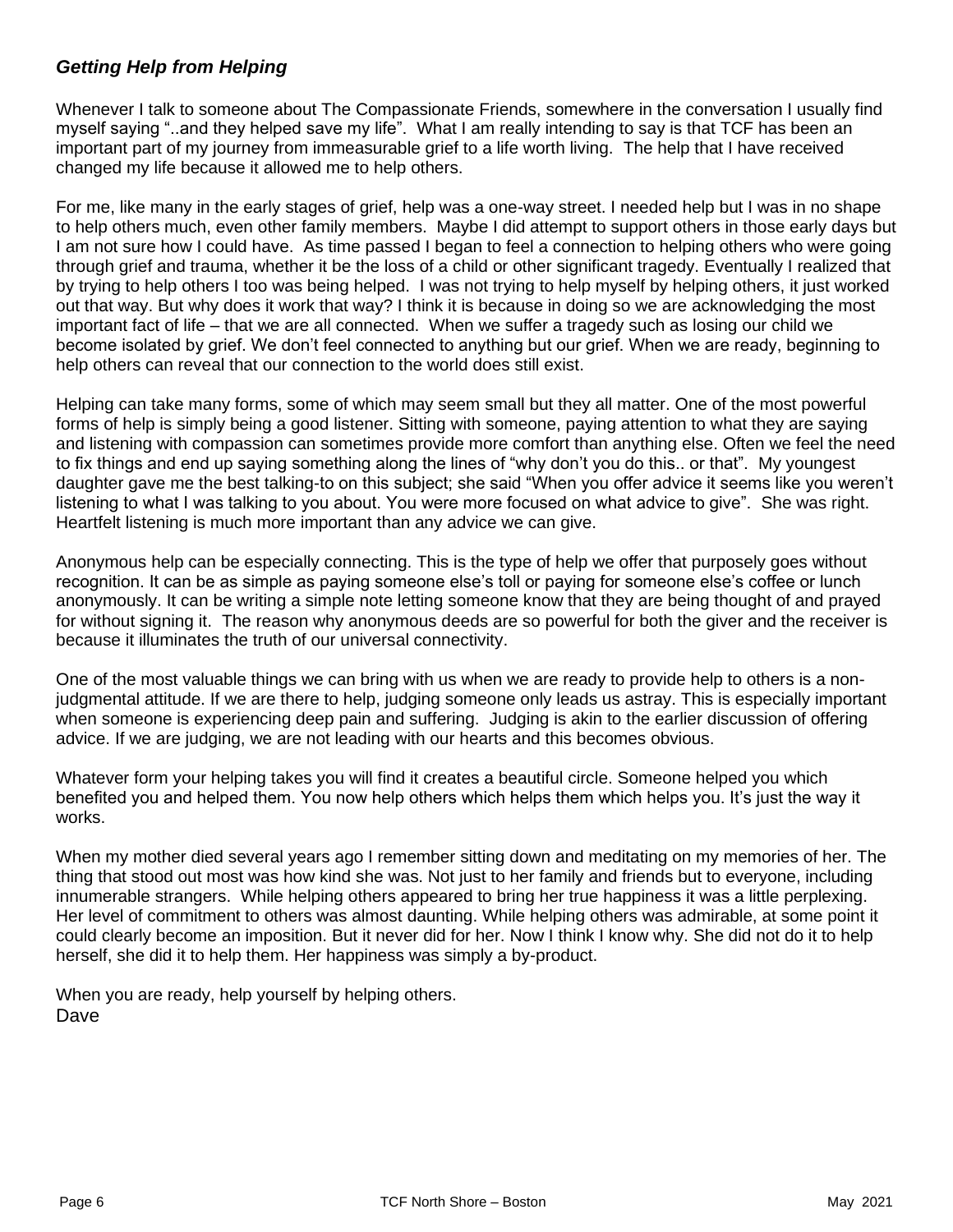### *Getting Help from Helping*

Whenever I talk to someone about The Compassionate Friends, somewhere in the conversation I usually find myself saying "..and they helped save my life". What I am really intending to say is that TCF has been an important part of my journey from immeasurable grief to a life worth living. The help that I have received changed my life because it allowed me to help others.

For me, like many in the early stages of grief, help was a one-way street. I needed help but I was in no shape to help others much, even other family members. Maybe I did attempt to support others in those early days but I am not sure how I could have. As time passed I began to feel a connection to helping others who were going through grief and trauma, whether it be the loss of a child or other significant tragedy. Eventually I realized that by trying to help others I too was being helped. I was not trying to help myself by helping others, it just worked out that way. But why does it work that way? I think it is because in doing so we are acknowledging the most important fact of life – that we are all connected. When we suffer a tragedy such as losing our child we become isolated by grief. We don't feel connected to anything but our grief. When we are ready, beginning to help others can reveal that our connection to the world does still exist.

Helping can take many forms, some of which may seem small but they all matter. One of the most powerful forms of help is simply being a good listener. Sitting with someone, paying attention to what they are saying and listening with compassion can sometimes provide more comfort than anything else. Often we feel the need to fix things and end up saying something along the lines of "why don't you do this.. or that". My youngest daughter gave me the best talking-to on this subject; she said "When you offer advice it seems like you weren't listening to what I was talking to you about. You were more focused on what advice to give". She was right. Heartfelt listening is much more important than any advice we can give.

Anonymous help can be especially connecting. This is the type of help we offer that purposely goes without recognition. It can be as simple as paying someone else's toll or paying for someone else's coffee or lunch anonymously. It can be writing a simple note letting someone know that they are being thought of and prayed for without signing it. The reason why anonymous deeds are so powerful for both the giver and the receiver is because it illuminates the truth of our universal connectivity.

One of the most valuable things we can bring with us when we are ready to provide help to others is a non-judgmental attitude. If we are there to help, judging someone only leads us astray. This is especially important when someone is experiencing deep pain and suffering. Judging is akin to the earlier discussion of offering advice. If we are judging, we are not leading with our hearts and this becomes obvious.

Whatever form your helping takes you will find it creates a beautiful circle. Someone helped you which benefited you and helped them. You now help others which helps them which helps you. It's just the way it works.

When my mother died several years ago I remember sitting down and meditating on my memories of her. The thing that stood out most was how kind she was. Not just to her family and friends but to everyone, including innumerable strangers. While helping others appeared to bring her true happiness it was a little perplexing. Her level of commitment to others was almost daunting. While helping others was admirable, at some point it could clearly become an imposition. But it never did for her. Now I think I know why. She did not do it to help herself, she did it to help them. Her happiness was simply a by-product.

When you are ready, help yourself by helping others.
Dave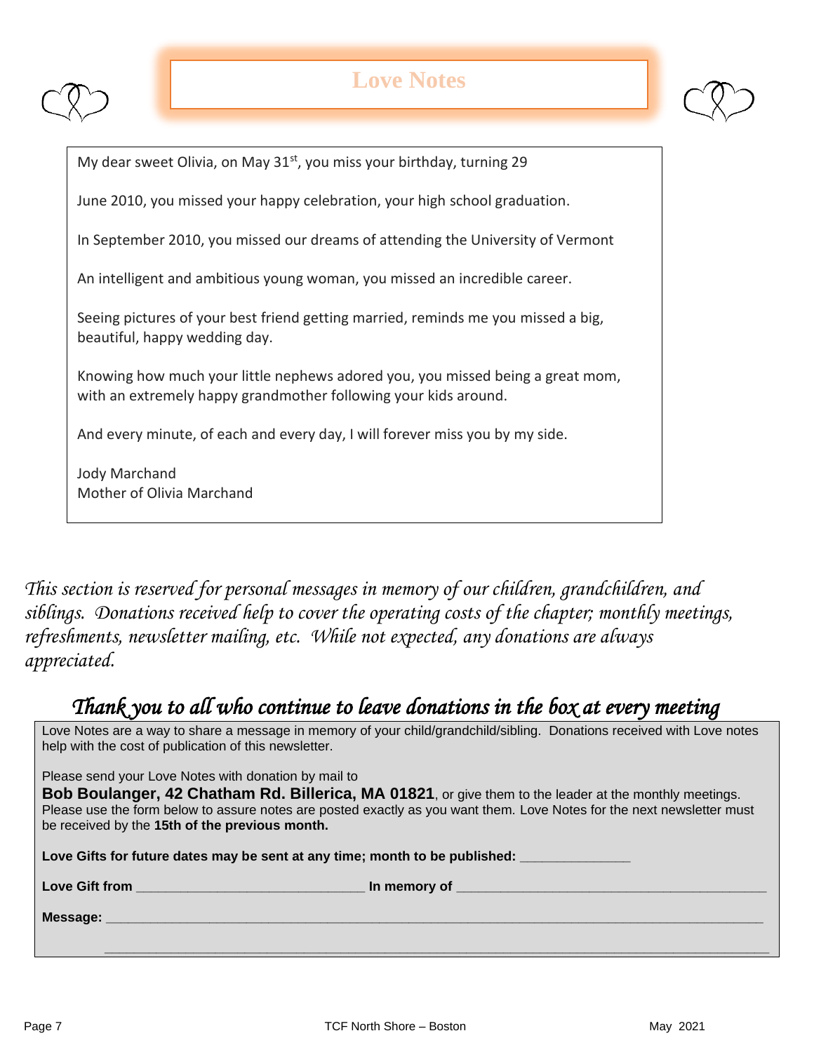# Love Notes

My dear sweet Olivia, on May 31st, you miss your birthday, turning 29

June 2010, you missed your happy celebration, your high school graduation.

In September 2010, you missed our dreams of attending the University of Vermont

An intelligent and ambitious young woman, you missed an incredible career.

Seeing pictures of your best friend getting married, reminds me you missed a big, beautiful, happy wedding day.

Knowing how much your little nephews adored you, you missed being a great mom, with an extremely happy grandmother following your kids around.

And every minute, of each and every day, I will forever miss you by my side.

Jody Marchand
Mother of Olivia Marchand

*This section is reserved for personal messages in memory of our children, grandchildren, and siblings. Donations received help to cover the operating costs of the chapter; monthly meetings, refreshments, newsletter mailing, etc. While not expected, any donations are always appreciated.*

## *Thank you to all who continue to leave donations in the box at every meeting*

Love Notes are a way to share a message in memory of your child/grandchild/sibling. Donations received with Love notes help with the cost of publication of this newsletter.

Please send your Love Notes with donation by mail to
**Bob Boulanger, 42 Chatham Rd. Billerica, MA 01821**, or give them to the leader at the monthly meetings. Please use the form below to assure notes are posted exactly as you want them. Love Notes for the next newsletter must be received by the **15th of the previous month.**

**Love Gifts for future dates may be sent at any time; month to be published:** _______________

**Love Gift from** _______________________________ **In memory of** __________________________________________

**Message:** ________________________________________________________________________________________

________________________________________________________________________________________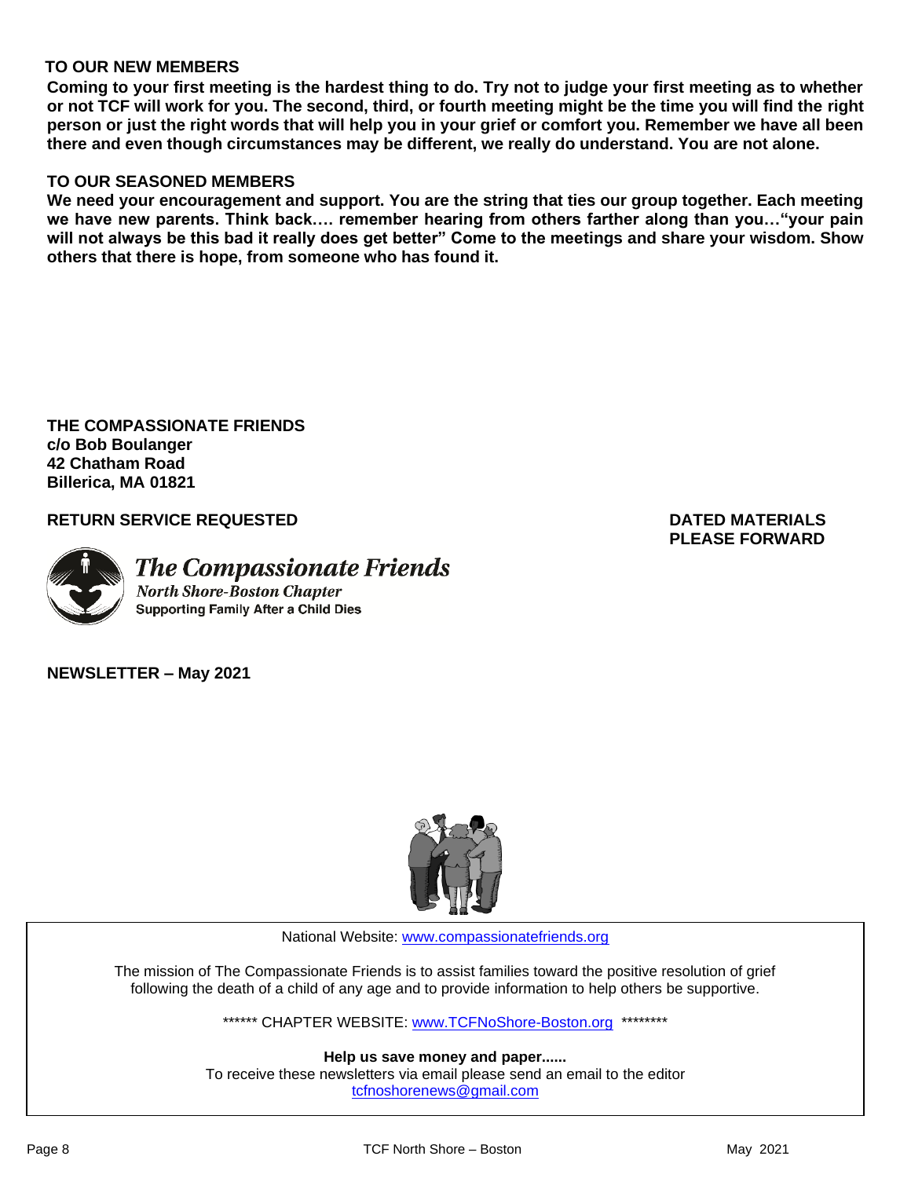## TO OUR NEW MEMBERS

**Coming to your first meeting is the hardest thing to do. Try not to judge your first meeting as to whether or not TCF will work for you. The second, third, or fourth meeting might be the time you will find the right person or just the right words that will help you in your grief or comfort you. Remember we have all been there and even though circumstances may be different, we really do understand. You are not alone.**

## TO OUR SEASONED MEMBERS

**We need your encouragement and support. You are the string that ties our group together. Each meeting we have new parents. Think back…. remember hearing from others farther along than you…"your pain will not always be this bad it really does get better" Come to the meetings and share your wisdom. Show others that there is hope, from someone who has found it.**

**THE COMPASSIONATE FRIENDS**
**c/o Bob Boulanger**
**42 Chatham Road**
**Billerica, MA 01821**

**RETURN SERVICE REQUESTED**

**DATED MATERIALS**
**PLEASE FORWARD**

***The Compassionate Friends***
***North Shore-Boston Chapter***
**Supporting Family After a Child Dies**

**NEWSLETTER – May 2021**

National Website: www.compassionatefriends.org

The mission of The Compassionate Friends is to assist families toward the positive resolution of grief following the death of a child of any age and to provide information to help others be supportive.

****** CHAPTER WEBSITE: www.TCFNoShore-Boston.org ********

**Help us save money and paper......**
To receive these newsletters via email please send an email to the editor
tcfnoshorenews@gmail.com